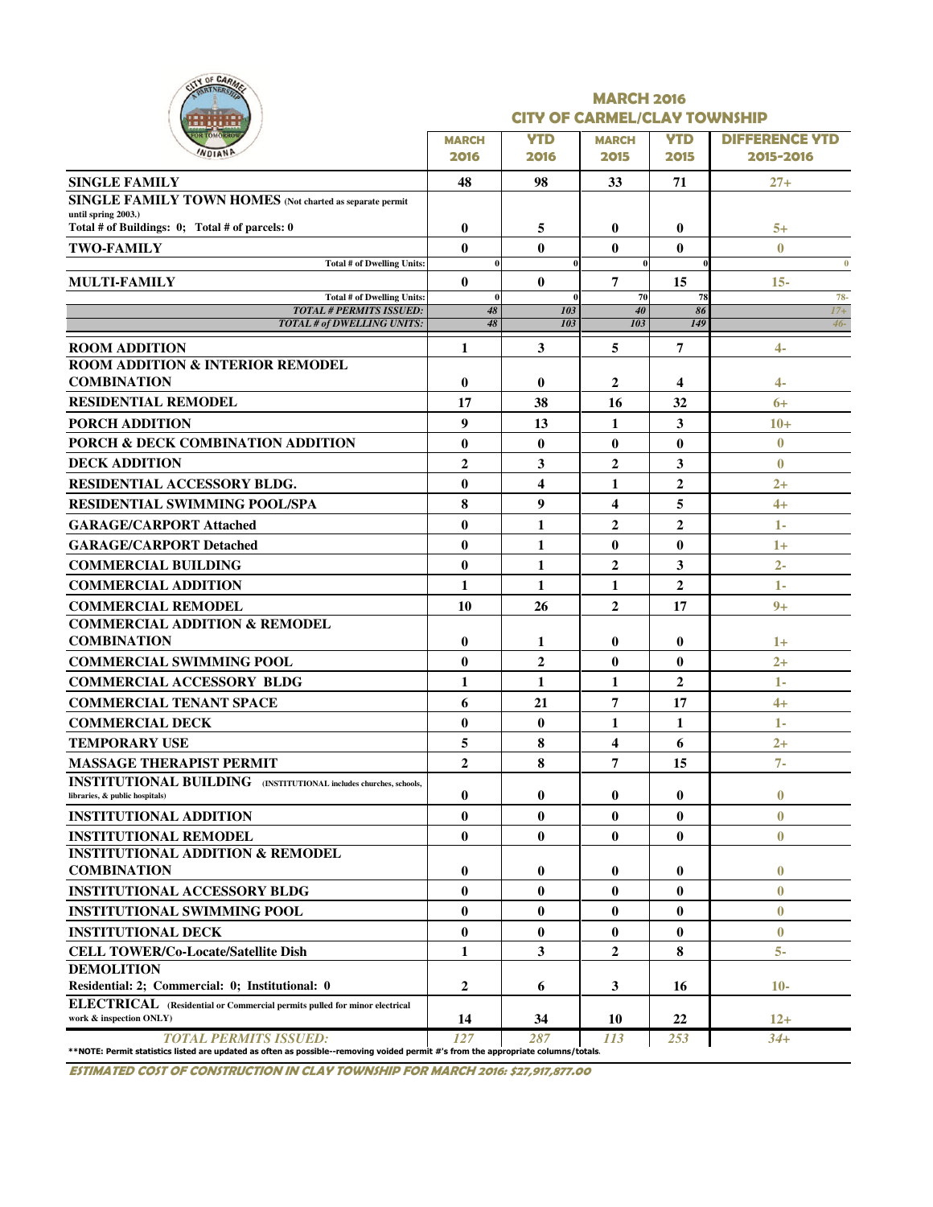## MARCH 2016
## CITY OF CARMEL/CLAY TOWNSHIP

| | MARCH 2016 | YTD 2016 | MARCH 2015 | YTD 2015 | DIFFERENCE YTD 2015-2016 |
|---|---|---|---|---|---|
| **SINGLE FAMILY** | 48 | 98 | 33 | 71 | 27+ |
| **SINGLE FAMILY TOWN HOMES** (Not charted as separate permit until spring 2003.) Total # of Buildings: 0; Total # of parcels: 0 | 0 | 5 | 0 | 0 | 5+ |
| **TWO-FAMILY** | 0 | 0 | 0 | 0 | 0 |
| Total # of Dwelling Units: | 0 | 0 | 0 | 0 | 0 |
| **MULTI-FAMILY** | 0 | 0 | 7 | 15 | 15- |
| Total # of Dwelling Units: | 0 | 0 | 70 | 78 | 78- |
| *TOTAL # PERMITS ISSUED:* | 48 | 103 | 40 | 86 | 17+ |
| *TOTAL # of DWELLING UNITS:* | 48 | 103 | 103 | 149 | 46- |
| **ROOM ADDITION** | 1 | 3 | 5 | 7 | 4- |
| **ROOM ADDITION & INTERIOR REMODEL COMBINATION** | 0 | 0 | 2 | 4 | 4- |
| **RESIDENTIAL REMODEL** | 17 | 38 | 16 | 32 | 6+ |
| **PORCH ADDITION** | 9 | 13 | 1 | 3 | 10+ |
| **PORCH & DECK COMBINATION ADDITION** | 0 | 0 | 0 | 0 | 0 |
| **DECK ADDITION** | 2 | 3 | 2 | 3 | 0 |
| **RESIDENTIAL ACCESSORY BLDG.** | 0 | 4 | 1 | 2 | 2+ |
| **RESIDENTIAL SWIMMING POOL/SPA** | 8 | 9 | 4 | 5 | 4+ |
| **GARAGE/CARPORT Attached** | 0 | 1 | 2 | 2 | 1- |
| **GARAGE/CARPORT Detached** | 0 | 1 | 0 | 0 | 1+ |
| **COMMERCIAL BUILDING** | 0 | 1 | 2 | 3 | 2- |
| **COMMERCIAL ADDITION** | 1 | 1 | 1 | 2 | 1- |
| **COMMERCIAL REMODEL** | 10 | 26 | 2 | 17 | 9+ |
| **COMMERCIAL ADDITION & REMODEL COMBINATION** | 0 | 1 | 0 | 0 | 1+ |
| **COMMERCIAL SWIMMING POOL** | 0 | 2 | 0 | 0 | 2+ |
| **COMMERCIAL ACCESSORY BLDG** | 1 | 1 | 1 | 2 | 1- |
| **COMMERCIAL TENANT SPACE** | 6 | 21 | 7 | 17 | 4+ |
| **COMMERCIAL DECK** | 0 | 0 | 1 | 1 | 1- |
| **TEMPORARY USE** | 5 | 8 | 4 | 6 | 2+ |
| **MASSAGE THERAPIST PERMIT** | 2 | 8 | 7 | 15 | 7- |
| **INSTITUTIONAL BUILDING** (INSTITUTIONAL includes churches, schools, libraries, & public hospitals) | 0 | 0 | 0 | 0 | 0 |
| **INSTITUTIONAL ADDITION** | 0 | 0 | 0 | 0 | 0 |
| **INSTITUTIONAL REMODEL** | 0 | 0 | 0 | 0 | 0 |
| **INSTITUTIONAL ADDITION & REMODEL COMBINATION** | 0 | 0 | 0 | 0 | 0 |
| **INSTITUTIONAL ACCESSORY BLDG** | 0 | 0 | 0 | 0 | 0 |
| **INSTITUTIONAL SWIMMING POOL** | 0 | 0 | 0 | 0 | 0 |
| **INSTITUTIONAL DECK** | 0 | 0 | 0 | 0 | 0 |
| **CELL TOWER/Co-Locate/Satellite Dish** | 1 | 3 | 2 | 8 | 5- |
| **DEMOLITION** Residential: 2; Commercial: 0; Institutional: 0 | 2 | 6 | 3 | 16 | 10- |
| **ELECTRICAL** (Residential or Commercial permits pulled for minor electrical work & inspection ONLY) | 14 | 34 | 10 | 22 | 12+ |
| *TOTAL PERMITS ISSUED:* | 127 | 287 | 113 | 253 | 34+ |

**NOTE: Permit statistics listed are updated as often as possible--removing voided permit #'s from the appropriate columns/totals.

**ESTIMATED COST OF CONSTRUCTION IN CLAY TOWNSHIP FOR MARCH 2016: $27,917,877.00**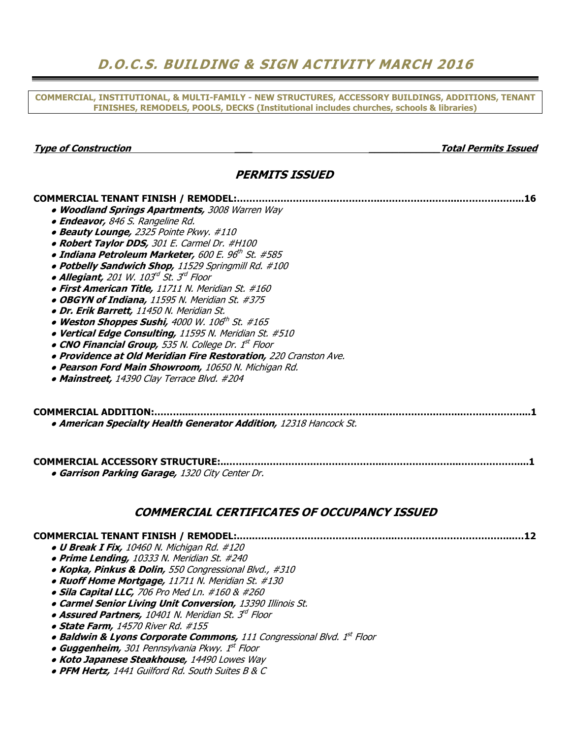# D.O.C.S. BUILDING & SIGN ACTIVITY MARCH 2016

**COMMERCIAL, INSTITUTIONAL, & MULTI-FAMILY - NEW STRUCTURES, ACCESSORY BUILDINGS, ADDITIONS, TENANT FINISHES, REMODELS, POOLS, DECKS (Institutional includes churches, schools & libraries)**

***Type of Construction*** ***Total Permits Issued***

## *PERMITS ISSUED*

**COMMERCIAL TENANT FINISH / REMODEL:..........16**

- ***Woodland Springs Apartments,*** *3008 Warren Way*
- ***Endeavor,*** *846 S. Rangeline Rd.*
- ***Beauty Lounge,*** *2325 Pointe Pkwy. #110*
- ***Robert Taylor DDS,*** *301 E. Carmel Dr. #H100*
- ***Indiana Petroleum Marketer,*** *600 E. 96th St. #585*
- ***Potbelly Sandwich Shop,*** *11529 Springmill Rd. #100*
- ***Allegiant,*** *201 W. 103rd St. 3rd Floor*
- ***First American Title,*** *11711 N. Meridian St. #160*
- ***OBGYN of Indiana,*** *11595 N. Meridian St. #375*
- ***Dr. Erik Barrett,*** *11450 N. Meridian St.*
- ***Weston Shoppes Sushi,*** *4000 W. 106th St. #165*
- ***Vertical Edge Consulting,*** *11595 N. Meridian St. #510*
- ***CNO Financial Group,*** *535 N. College Dr. 1st Floor*
- ***Providence at Old Meridian Fire Restoration,*** *220 Cranston Ave.*
- ***Pearson Ford Main Showroom,*** *10650 N. Michigan Rd.*
- ***Mainstreet,*** *14390 Clay Terrace Blvd. #204*

**COMMERCIAL ADDITION:..........1**

- ***American Specialty Health Generator Addition,*** *12318 Hancock St.*

**COMMERCIAL ACCESSORY STRUCTURE:..........1**

- ***Garrison Parking Garage,*** *1320 City Center Dr.*

## *COMMERCIAL CERTIFICATES OF OCCUPANCY ISSUED*

**COMMERCIAL TENANT FINISH / REMODEL:..........12**

- ***U Break I Fix,*** *10460 N. Michigan Rd. #120*
- ***Prime Lending,*** *10333 N. Meridian St. #240*
- ***Kopka, Pinkus & Dolin,*** *550 Congressional Blvd., #310*
- ***Ruoff Home Mortgage,*** *11711 N. Meridian St. #130*
- ***Sila Capital LLC,*** *706 Pro Med Ln. #160 & #260*
- ***Carmel Senior Living Unit Conversion,*** *13390 Illinois St.*
- ***Assured Partners,*** *10401 N. Meridian St. 3rd Floor*
- ***State Farm,*** *14570 River Rd. #155*
- ***Baldwin & Lyons Corporate Commons,*** *111 Congressional Blvd. 1st Floor*
- ***Guggenheim,*** *301 Pennsylvania Pkwy. 1st Floor*
- ***Koto Japanese Steakhouse,*** *14490 Lowes Way*
- ***PFM Hertz,*** *1441 Guilford Rd. South Suites B & C*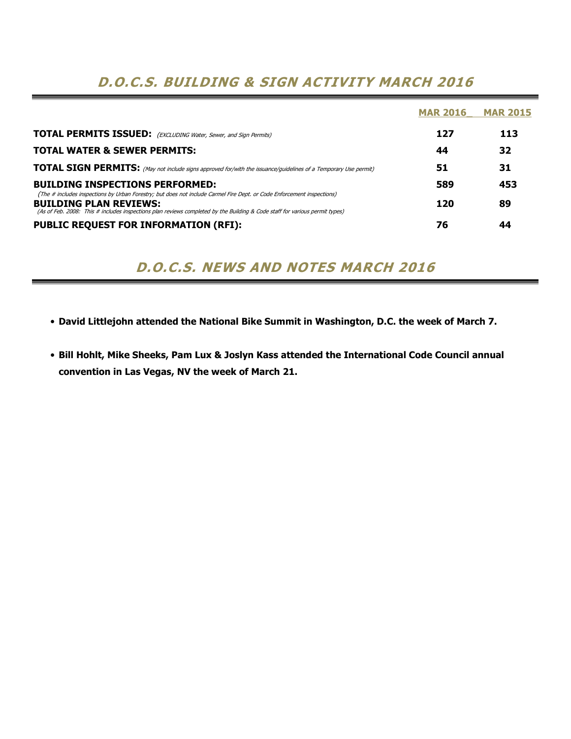# D.O.C.S. BUILDING & SIGN ACTIVITY MARCH 2016

| | MAR 2016_ | MAR 2015 |
|---|---|---|
| **TOTAL PERMITS ISSUED:** *(EXCLUDING Water, Sewer, and Sign Permits)* | 127 | 113 |
| **TOTAL WATER & SEWER PERMITS:** | 44 | 32 |
| **TOTAL SIGN PERMITS:** *(May not include signs approved for/with the issuance/guidelines of a Temporary Use permit)* | 51 | 31 |
| **BUILDING INSPECTIONS PERFORMED:** *(The # includes inspections by Urban Forestry; but does not include Carmel Fire Dept. or Code Enforcement inspections)* | 589 | 453 |
| **BUILDING PLAN REVIEWS:** *(As of Feb. 2008: This # includes inspections plan reviews completed by the Building & Code staff for various permit types)* | 120 | 89 |
| **PUBLIC REQUEST FOR INFORMATION (RFI):** | 76 | 44 |

# D.O.C.S. NEWS AND NOTES MARCH 2016

- **David Littlejohn attended the National Bike Summit in Washington, D.C. the week of March 7.**
- **Bill Hohlt, Mike Sheeks, Pam Lux & Joslyn Kass attended the International Code Council annual convention in Las Vegas, NV the week of March 21.**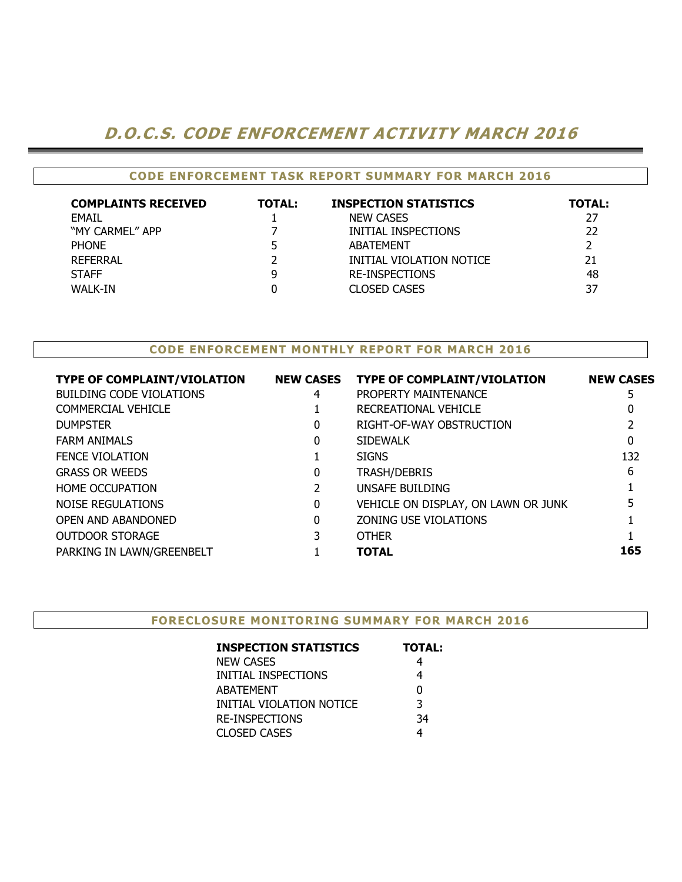# *D.O.C.S. CODE ENFORCEMENT ACTIVITY MARCH 2016*

## CODE ENFORCEMENT TASK REPORT SUMMARY FOR MARCH 2016

| COMPLAINTS RECEIVED | TOTAL: | INSPECTION STATISTICS | TOTAL: |
|---|---|---|---|
| EMAIL | 1 | NEW CASES | 27 |
| "MY CARMEL" APP | 7 | INITIAL INSPECTIONS | 22 |
| PHONE | 5 | ABATEMENT | 2 |
| REFERRAL | 2 | INITIAL VIOLATION NOTICE | 21 |
| STAFF | 9 | RE-INSPECTIONS | 48 |
| WALK-IN | 0 | CLOSED CASES | 37 |

## CODE ENFORCEMENT MONTHLY REPORT FOR MARCH 2016

| TYPE OF COMPLAINT/VIOLATION | NEW CASES | TYPE OF COMPLAINT/VIOLATION | NEW CASES |
|---|---|---|---|
| BUILDING CODE VIOLATIONS | 4 | PROPERTY MAINTENANCE | 5 |
| COMMERCIAL VEHICLE | 1 | RECREATIONAL VEHICLE | 0 |
| DUMPSTER | 0 | RIGHT-OF-WAY OBSTRUCTION | 2 |
| FARM ANIMALS | 0 | SIDEWALK | 0 |
| FENCE VIOLATION | 1 | SIGNS | 132 |
| GRASS OR WEEDS | 0 | TRASH/DEBRIS | 6 |
| HOME OCCUPATION | 2 | UNSAFE BUILDING | 1 |
| NOISE REGULATIONS | 0 | VEHICLE ON DISPLAY, ON LAWN OR JUNK | 5 |
| OPEN AND ABANDONED | 0 | ZONING USE VIOLATIONS | 1 |
| OUTDOOR STORAGE | 3 | OTHER | 1 |
| PARKING IN LAWN/GREENBELT | 1 | **TOTAL** | **165** |

## FORECLOSURE MONITORING SUMMARY FOR MARCH 2016

| INSPECTION STATISTICS | TOTAL: |
|---|---|
| NEW CASES | 4 |
| INITIAL INSPECTIONS | 4 |
| ABATEMENT | 0 |
| INITIAL VIOLATION NOTICE | 3 |
| RE-INSPECTIONS | 34 |
| CLOSED CASES | 4 |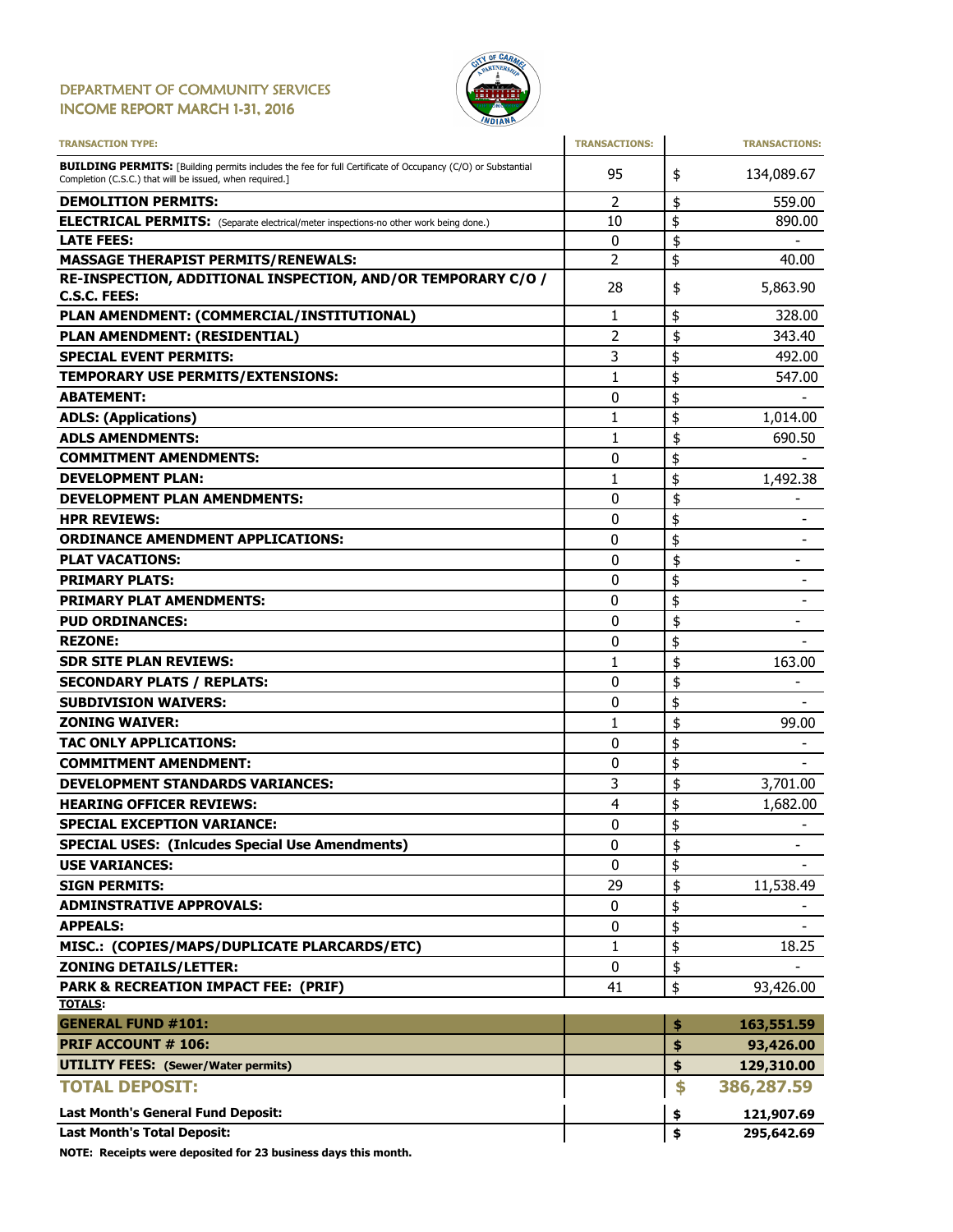# DEPARTMENT OF COMMUNITY SERVICES
## INCOME REPORT MARCH 1-31, 2016

| TRANSACTION TYPE: | TRANSACTIONS: | TRANSACTIONS: |
|---|---|---|
| **BUILDING PERMITS:** [Building permits includes the fee for full Certificate of Occupancy (C/O) or Substantial Completion (C.S.C.) that will be issued, when required.] | 95 | $ 134,089.67 |
| **DEMOLITION PERMITS:** | 2 | $ 559.00 |
| **ELECTRICAL PERMITS:** (Separate electrical/meter inspections-no other work being done.) | 10 | $ 890.00 |
| **LATE FEES:** | 0 | $ - |
| **MASSAGE THERAPIST PERMITS/RENEWALS:** | 2 | $ 40.00 |
| **RE-INSPECTION, ADDITIONAL INSPECTION, AND/OR TEMPORARY C/O / C.S.C. FEES:** | 28 | $ 5,863.90 |
| **PLAN AMENDMENT: (COMMERCIAL/INSTITUTIONAL)** | 1 | $ 328.00 |
| **PLAN AMENDMENT: (RESIDENTIAL)** | 2 | $ 343.40 |
| **SPECIAL EVENT PERMITS:** | 3 | $ 492.00 |
| **TEMPORARY USE PERMITS/EXTENSIONS:** | 1 | $ 547.00 |
| **ABATEMENT:** | 0 | $ - |
| **ADLS: (Applications)** | 1 | $ 1,014.00 |
| **ADLS AMENDMENTS:** | 1 | $ 690.50 |
| **COMMITMENT AMENDMENTS:** | 0 | $ - |
| **DEVELOPMENT PLAN:** | 1 | $ 1,492.38 |
| **DEVELOPMENT PLAN AMENDMENTS:** | 0 | $ - |
| **HPR REVIEWS:** | 0 | $ - |
| **ORDINANCE AMENDMENT APPLICATIONS:** | 0 | $ - |
| **PLAT VACATIONS:** | 0 | $ - |
| **PRIMARY PLATS:** | 0 | $ - |
| **PRIMARY PLAT AMENDMENTS:** | 0 | $ - |
| **PUD ORDINANCES:** | 0 | $ - |
| **REZONE:** | 0 | $ - |
| **SDR SITE PLAN REVIEWS:** | 1 | $ 163.00 |
| **SECONDARY PLATS / REPLATS:** | 0 | $ - |
| **SUBDIVISION WAIVERS:** | 0 | $ - |
| **ZONING WAIVER:** | 1 | $ 99.00 |
| **TAC ONLY APPLICATIONS:** | 0 | $ - |
| **COMMITMENT AMENDMENT:** | 0 | $ - |
| **DEVELOPMENT STANDARDS VARIANCES:** | 3 | $ 3,701.00 |
| **HEARING OFFICER REVIEWS:** | 4 | $ 1,682.00 |
| **SPECIAL EXCEPTION VARIANCE:** | 0 | $ - |
| **SPECIAL USES: (Inlcudes Special Use Amendments)** | 0 | $ - |
| **USE VARIANCES:** | 0 | $ - |
| **SIGN PERMITS:** | 29 | $ 11,538.49 |
| **ADMINSTRATIVE APPROVALS:** | 0 | $ - |
| **APPEALS:** | 0 | $ - |
| **MISC.: (COPIES/MAPS/DUPLICATE PLARCARDS/ETC)** | 1 | $ 18.25 |
| **ZONING DETAILS/LETTER:** | 0 | $ - |
| **PARK & RECREATION IMPACT FEE: (PRIF)** | 41 | $ 93,426.00 |
| **TOTALS:** | | |
| **GENERAL FUND #101:** | | **$ 163,551.59** |
| **PRIF ACCOUNT # 106:** | | **$ 93,426.00** |
| **UTILITY FEES: (Sewer/Water permits)** | | **$ 129,310.00** |
| **TOTAL DEPOSIT:** | | **$ 386,287.59** |
| **Last Month's General Fund Deposit:** | | **$ 121,907.69** |
| **Last Month's Total Deposit:** | | **$ 295,642.69** |

**NOTE: Receipts were deposited for 23 business days this month.**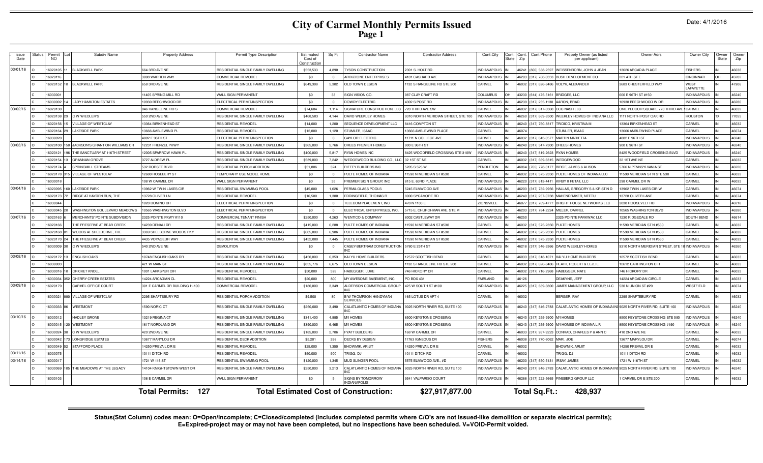# City of Carmel Monthly Permits Issued
## Page 1

Date: 4/1/2016

| Issue Date | Status | Permit NO | Lot | Subdiv Name | Property Address | Permit Type Description | Estimated Cost of Construction | Sq Ft | Contractor Name | Contractor Address | Cont.City | Cont. State | Cont. Zip | Cont.Phone | Propety Owner (as listed per applicant) | Owner Adrs | Owner City | Owner State | Owner Zip |
|---|---|---|---|---|---|---|---|---|---|---|---|---|---|---|---|---|---|---|---|
| 03/01/16 | O | 16020105 | 11 | BLACKWELL PARK | 664 3RD AVE NE | RESIDENTIAL SINGLE FAMILY DWELLING | $553,533 | 4,890 | TYSON CONSTRUCTION | 2301 S. HOLT RD. | INDIANAPOLIS | IN | 46241 | (800) 538-2597 | WEISSENBORN, JOHN & JEAN | 13626 ARCADIA PLACE | FISHERS | IN | 46038 |
| | O | 16020116 | | | 3008 WARREN WAY | COMMERCIAL REMODEL | $0 | 0 | ARDIZZONE ENTERPRISES | 4101 CASHARD AVE | INDIANAPOLIS | IN | 46203 | (317) 788-0353 | BUSH DEVELOPMENT CO | 221 4TH ST E | CINCINNATI | OH | 45202 |
| | O | 16020152 | 10 | BLACKWELL PARK | 658 3RD AVE NE | RESIDENTIAL SINGLE FAMILY DWELLING | $649,308 | 5,302 | OLD TOWN DESIGN | 1132 S RANGELINE RD STE 200 | CARMEL | IN | 46032 | (317) 626-8486 | VOLYK, ALEXANDER | 3683 CHESTERFIELD WAY | WEST LAFAYETTE | IN | 47906 |
| | C | 16030001 | | | 11405 SPRING MILL RD | WALL SIGN PERMANENT | $0 | 33 | SIGN VISION CO. | 987 CLAY CRAFT RD | COLUMBUS | OH | 43230 | (614) 475-5161 | BRIDGES, LLC | 600 E 96TH ST #150 | INDIANAPOLIS | IN | 46240 |
| | C | 16030002 | 14 | LADY HAMILTON ESTATES | 10930 BEECHWOOD DR | ELECTRICAL PERMIT/INSPECTION | $0 | 0 | DOWDY ELECTRIC | 4302 S POST RD | INDIANAPOLIS | IN | 46239 | (317) 255-1130 | AARON, BRAD | 10930 BEECHWOOD W DR | INDIANAPOLIS | IN | 46280 |
| 03/02/16 | O | 16020130 | | | 846 RANGELINE RD S | COMMERCIAL REMODEL | $74,604 | 1,114 | SIGNATURE CONSTRUCTION, LLC | 720 THIRD AVE SW | CARMEL | IN | 46032 | (317) 817-0360 | CCC NASH LLC | ONE PEDCOR SQUARE 770 THIRD AVE S | CARMEL | IN | 46032 |
| | O | 16020138 | 29 | C W WIEDLER'S | 550 2ND AVE NE | RESIDENTIAL SINGLE FAMILY DWELLING | $468,503 | 4,144 | DAVID WEEKLEY HOMES | 9310 NORTH MERIDIAN STREET, STE 100 | INDIANAPOLIS | IN | 46260 | (317) 669-8500 | WEEKLEY HOMES OF INDIANA LLC | 1111 NORTH POST OAK RD | HOUSTON | TX | 77055 |
| | O | 16020156 | 15 | VILLAGE OF WESTCLAY | 13364 BIRKENHEAD ST | RESIDENTIAL REMODEL | $14,000 | 1,200 | SEQUENCE DEVELOPMENT LLC | 8416 COMPTON ST | INDIANAPOLIS | IN | 46240 | (317) 760-8317 | TRIDICO, KRISTINA M | 13364 BIRKENHEAD ST | CARMEL | IN | 46032 |
| | O | 16020164 | 29 | LAKESIDE PARK | 13666 AMBLEWIND PL | RESIDENTIAL REMODEL | $12,000 | 1,120 | STUMLER, ISAAC | 13666 AMBLEWIND PLACE | CARMEL | IN | 46074 | | STUMLER, ISAAC | 13666 AMBLEWIND PLACE | CARMEL | IN | 46074 |
| | C | 16030020 | | | 4802 E 96TH ST | ELECTRICAL PERMIT/INSPECTION | $0 | 0 | GAYLOR ELECTRIC | 11711 N COLLEGE AVE | CARMEL | IN | 46032 | (317) 843-0577 | MARTIN MARIETTA | 4802 E 96TH ST | INDIANAPOLIS | IN | 46240 |
| 03/03/16 | O | 16020100 | 150 | JACKSON'S GRANT ON WILLIAMS CR | 12231 FRENZEL PKWY | RESIDENTIAL SINGLE FAMILY DWELLING | $365,000 | 5,766 | DREES PREMIER HOMES | 900 E 96TH ST | INDIANAPOLIS | IN | 46240 | (317) 347-7300 | DREES HOMES | 900 E 96TH ST | INDIANAPOLIS | IN | 46240 |
| | O | 16020121 | 196 | THE SANCTUARY AT 116TH STREET | 12005 SPARROW HAWK PL | RESIDENTIAL SINGLE FAMILY DWELLING | $400,000 | 5,817 | RYAN HOMES INC | 8425 WOODFIELD CROSSING STE 310W | INDIANAPOLIS | IN | 46240 | (317) 819-2623 | RYAN HOMES | 8425 WOODFIELD CROSSING BLVD | INDIANAPOLIS | IN | 46240 |
| | O | 16020154 | 13 | GRANNAN GROVE | 3727 ALDREW PL | RESIDENTIAL SINGLE FAMILY DWELLING | $539,000 | 7,242 | WEDGEWOOD BUILDING CO., LLC | 32 1ST ST NE | CARMEL | IN | 46032 | (317) 669-6315 | WEDGEWOOD | 32 1ST AVE NE | CARMEL | IN | 46032 |
| | O | 16020174 | 4 | SPRINGMILL STREAMS | 532 DORSET BLVD | RESIDENTIAL PORCH ADDITION | $51,006 | 324 | RIFFEY BUILDERS INC | 5205 S 525 W | PENDLETON | IN | 46064 | (765) 778-3177 | BIRGE, JAMES & ALISON | 5766 N PENNSYLVANIA ST | INDIANAPOLIS | IN | 46220 |
| | O | 16020178 | 315 | VILLAGE OF WESTCLAY | 12680 ROSEBERY ST | TEMPORARY USE MODEL HOME | $0 | 0 | PULTE HOMES OF INDIANA | 11590 N MERIDIAN ST #530 | CARMEL | IN | 46032 | (317) 575-2350 | PULTE HOMES OF INDIANA LLC | 11590 MERIDIAN ST N STE 530 | CARMEL | IN | 46032 |
| | C | 16030018 | | | 108 W CARMEL DR | WALL SIGN PERMANENT | $0 | 35 | PREMIER SIGN GROUP, INC | 815 E. 63RD PLACE | INDIANAPOLIS | IN | 46220 | (317) 613-4411 | KIRBY II RETAIL LLC | 298 CARMEL DR W | CARMEL | IN | 46032 |
| 03/04/16 | O | 16020095 | 160 | LAKESIDE PARK | 13962 W TWIN LAKES CIR | RESIDENTIAL SWIMMING POOL | $45,000 | 1,626 | PERMA-GLASS POOLS | 5245 ELMWOOD AVE | INDIANAPOLIS | IN | 46203 | (317) 782-9956 | HALLAS, GREGORY S & KRISTIN D | 13962 TWIN LAKES CIR W | CARMEL | IN | 46074 |
| | O | 16020173 | 72 | RIDGE AT HAYDEN RUN, THE | 13728 OLIVER LN | RESIDENTIAL REMODEL | $16,500 | 1,300 | EDDINGFIELD, THOMAS R | 8000 SYCAMORE RD | INDIANAPOLIS | IN | 46240 | (317) 257-0738 | MAHENDRAKER, NEETU | 13728 OLIVER LANE | CARMEL | IN | 46074 |
| | C | 16030044 | | | 1020 DOMINO DR | ELECTRICAL PERMIT/INSPECTION | $0 | 0 | TELECOM PLACEMENT, INC | 478 N 1100 E | ZIONSVILLE | IN | 46077 | (317) 769-4777 | BRIGHT HOUSE NETWORKS LLC | 3030 ROOSEVELT RD | INDIANAPOLIS | IN | 46218 |
| | C | 16030045 | 20 | WASHINGTON BOULEVARD MEADOWS | 10565 WASHINGTON BLVD | ELECTRICAL PERMIT/INSPECTION | $0 | 0 | ELECTRICAL ENTERPRISES, INC. | 5715 E. CHURCHMAN AVE. STE.M | INDIANAPOLIS | IN | 46203 | (317) 784-2224 | MILLER, DARREL | 10565 WASHINGTON BLVD | INDIANAPOLIS | IN | 46280 |
| 03/07/16 | O | 16020163 | 6 | MERCHANTS' POINTE SUBDIVISION | 2325 POINTE PKWY #110 | COMMERCIAL TENANT FINISH | $250,000 | 4,263 | WENTICO & COMPANY | 8002 CASTLEWAY DR | INDIANAPOLIS | IN | 46250 | | 2325 POINTE PARKWAY, LLC | 1230 RIDGEDALE RD | SOUTH BEND | IN | 46614 |
| | O | 16020166 | | THE PRESERVE AT BEAR CREEK | 14239 DENALI DR | RESIDENTIAL SINGLE FAMILY DWELLING | $415,000 | 6,288 | PULTE HOMES OF INDIANA | 11590 N MERIDIAN ST #530 | CARMEL | IN | 46032 | (317) 575-2350 | PULTE HOMES | 11590 MERIDIAN ST N #530 | CARMEL | IN | 46032 |
| | O | 16020168 | 81 | WOODS AT SHELBORNE, THE | 3369 SHELBORNE WOODS PKY | RESIDENTIAL SINGLE FAMILY DWELLING | $605,000 | 6,906 | PULTE HOMES OF INDIANA | 11590 N MERIDIAN ST #530 | CARMEL | IN | 46032 | (317) 575-2350 | PULTE HOMES | 11590 MERIDIAN ST N #530 | CARMEL | IN | 46032 |
| | O | 16020170 | 24 | THE PRESERVE AT BEAR CREEK | 4435 VOYAGEUR WAY | RESIDENTIAL SINGLE FAMILY DWELLING | $452,000 | 7,445 | PULTE HOMES OF INDIANA | 11590 N MERIDIAN ST #530 | CARMEL | IN | 46032 | (317) 575-2350 | PULTE HOMES | 11590 MERIDIAN ST N #530 | CARMEL | IN | 46032 |
| | O | 16030009 | 30 | C W WIEDLER'S | 540 2ND AVE NE | DEMOLITION | $0 | 0 | CASEY-BERTRAM CONSTRUCTION INC | 5780 E 25TH ST | INDIANAPOLIS | IN | 46218 | (317) 546-3366 | DAVID WEEKLEY HOMES | 9310 NORTH MERIDIAN STREET, STE 10 | INDIANAPOLIS | IN | 46260 |
| 03/08/16 | O | 16020172 | 13 | ENGLISH OAKS | 10748 ENGLISH OAKS DR | RESIDENTIAL SINGLE FAMILY DWELLING | $450,000 | 6,353 | KAI YU HOME BUILDERS | 12572 SCOTTISH BEND | CARMEL | IN | 46033 | (317) 818-1071 | KAI YU HOME BUILDERS | 12572 SCOTTISH BEND | CARMEL | IN | 46033 |
| | O | 16030003 | | | 421 W MAIN ST | RESIDENTIAL SINGLE FAMILY DWELLING | $855,776 | 6,675 | OLD TOWN DESIGN | 1132 S RANGELINE RD STE 200 | CARMEL | IN | 46032 | (317) 626-8486 | HEATH, ROBERT & LEZLIE | 12612 CARRINGTON CIR | CARMEL | IN | 46033 |
| | O | 16030016 | 10 | CRICKET KNOLL | 1001 LARKSPUR CIR | RESIDENTIAL REMODEL | $50,000 | 528 | HABEGGER, LUKE | 746 HICKORY DR | CARMEL | IN | 46032 | (317) 716-2968 | HABEGGER, NATE | 746 HICKORY DR | CARMEL | IN | 46032 |
| | O | 16030034 | 352 | CHERRY CREEK ESTATES | 14224 ARCADIAN CL | RESIDENTIAL REMODEL | $20,000 | 800 | MY AWESOME BASEMENT, INC | PO BOX 431 | FAIRLAND | IN | 46126 | | DEAKYNE, JEFF | 14224 ARCADIAN CIRCLE | CARMEL | IN | 46033 |
| 03/09/16 | O | 16020179 | | CARMEL OFFICE COURT | 301 E CARMEL DR BUILDING H-100 | COMMERCIAL REMODEL | $180,000 | 3,349 | ALDERSON COMMERCIAL GROUP INC | 425 W SOUTH ST #100 | INDIANAPOLIS | IN | 46225 | (317) 889-3800 | JAMES MANAGEMENT GROUP, LLC | 530 N UNION ST #29 | WESTFIELD | IN | 46074 |
| | O | 16030021 | 880 | VILLAGE OF WESTCLAY | 2295 SHAFTSBURY RD | RESIDENTIAL PORCH ADDITION | $9,500 | 80 | B W THOMPSON HANDYMAN SERVICES | 165 LOTUS DR APT 4 | CARMEL | IN | 46032 | | BERGER, RAY | 2295 SHAFTEBURY RD | CARMEL | IN | 46032 |
| | O | 16030033 | 86 | WESTMONT | 1590 NORIC CT | RESIDENTIAL SINGLE FAMILY DWELLING | $250,000 | 3,490 | CALATLANTIC HOMES OF INDIANA INC | 9025 NORTH RIVER RD, SUITE 100 | INDIANAPOLIS | IN | 46240 | (317) 846-2783 | CALATLANTIC HOMES OF INDIANA INC | 9025 NORTH RIVER RD, SUITE 100 | INDIANAPOLIS | IN | 46240 |
| 03/10/16 | O | 16030012 | | HADLEY GROVE | 13219 REGINA CT | RESIDENTIAL SINGLE FAMILY DWELLING | $341,400 | 4,885 | M/I HOMES | 8500 KEYSTONE CROSSING | INDIANAPOLIS | IN | 46240 | (317) 255-9900 | M/I HOMES | 8500 KEYSTONE CROSSING STE 590 | INDIANAPOLIS | IN | 46240 |
| | O | 16030015 | 120 | WESTMONT | 1617 NORDLAND DR | RESIDENTIAL SINGLE FAMILY DWELLING | $390,000 | 6,465 | M/I HOMES | 8500 KEYSTONE CROSSING | INDIANAPOLIS | IN | 46240 | (317) 255-9900 | M/I HOMES OF INDIANA L.P. | 8500 KEYSTONE CROSSING #190 | INDIANAPOLIS | IN | 46240 |
| | O | 16030024 | 38 | C W WIEDLER'S | 420 2ND AVE NE | RESIDENTIAL SINGLE FAMILY DWELLING | $185,000 | 2,706 | PYATT BUILDERS | 168 W CARMEL DR | CARMEL | IN | 46033 | (317) 937-9223 | CONRAD, CHARLES P & ANN C | 410 2ND AVE NE | CARMEL | IN | 46032 |
| | O | 16030042 | 173 | LONGRIDGE ESTATES | 13677 MARYLOU DR | RESIDENTIAL DECK ADDITION | $5,201 | 268 | DECKS BY DESIGN | 11763 IGNEOUS DR | FISHERS | IN | 46038 | (317) 770-6062 | MARI, JOE | 13677 MARYLOU DR | CARMEL | IN | 46074 |
| | O | 16030049 | 52 | STAFFORD PLACE | 14250 PREVAIL DR E | RESIDENTIAL REMODEL | $25,000 | 1,350 | BHOWMIK, ARIJIT | 14250 PREVAIL DR E | CARMEL | IN | 46032 | | BHOWMIK, ARIJIT | 14250 PREVAIL DR E | CARMEL | IN | 46032 |
| 03/11/16 | O | 16030075 | | | 10111 DITCH RD | RESIDENTIAL REMODEL | $50,000 | 900 | TRIGG, DJ | 10111 DITCH RD | CARMEL | IN | 46032 | | TRIGG, DJ | 10111 DITCH RD | CARMEL | IN | 46032 |
| 03/14/16 | O | 16030017 | | | 1721 W 116 ST | RESIDENTIAL SWIMMING POOL | $120,000 | 1,345 | MUD SLINGER POOL | 5575 ELMWOOD AVE., #D | INDIANAPOLIS | IN | 46203 | (317) 650-5131 | IRSAY, JAMES | 1721 W 116TH ST | CARMEL | IN | 46032 |
| | O | 16030069 | 105 | THE MEADOWS AT THE LEGACY | 14104 KNIGHTSTOWN WEST DR | RESIDENTIAL SINGLE FAMILY DWELLING | $250,000 | 3,213 | CALATLANTIC HOMES OF INDIANA INC | 9025 NORTH RIVER RD, SUITE 100 | INDIANAPOLIS | IN | 46240 | (317) 846-2783 | CALATLANTIC HOMES OF INDIANA INC | 9025 NORTH RIVER RD, SUITE 100 | INDIANAPOLIS | IN | 46240 |
| | C | 16030103 | | | 108 E CARMEL DR | WALL SIGN PERMANENT | $0 | 5 | SIGNS BY TOMORROW INDIANAPOLIS | 9541 VALPARISO COURT | INDIANAPOLIS | IN | 46268 | (317) 222-5665 | FINEBERG GROUP LLC | 1 CARMEL DR E STE 200 | CARMEL | IN | 46032 |

**Total Permits: 127** **Total Estimated Cost of Construction: $27,917,877.00** **Total Sq.Ft.: 428,937**

**Status(Stat Column) codes mean: O=Open/incomplete; C=Closed/completed (includes completed permits where C/O's are not issued-like demolition or separate electrical permits); E=Expired-project may or may not have been completed, but no inspections have been scheduled. V=VOID-Permit voided.**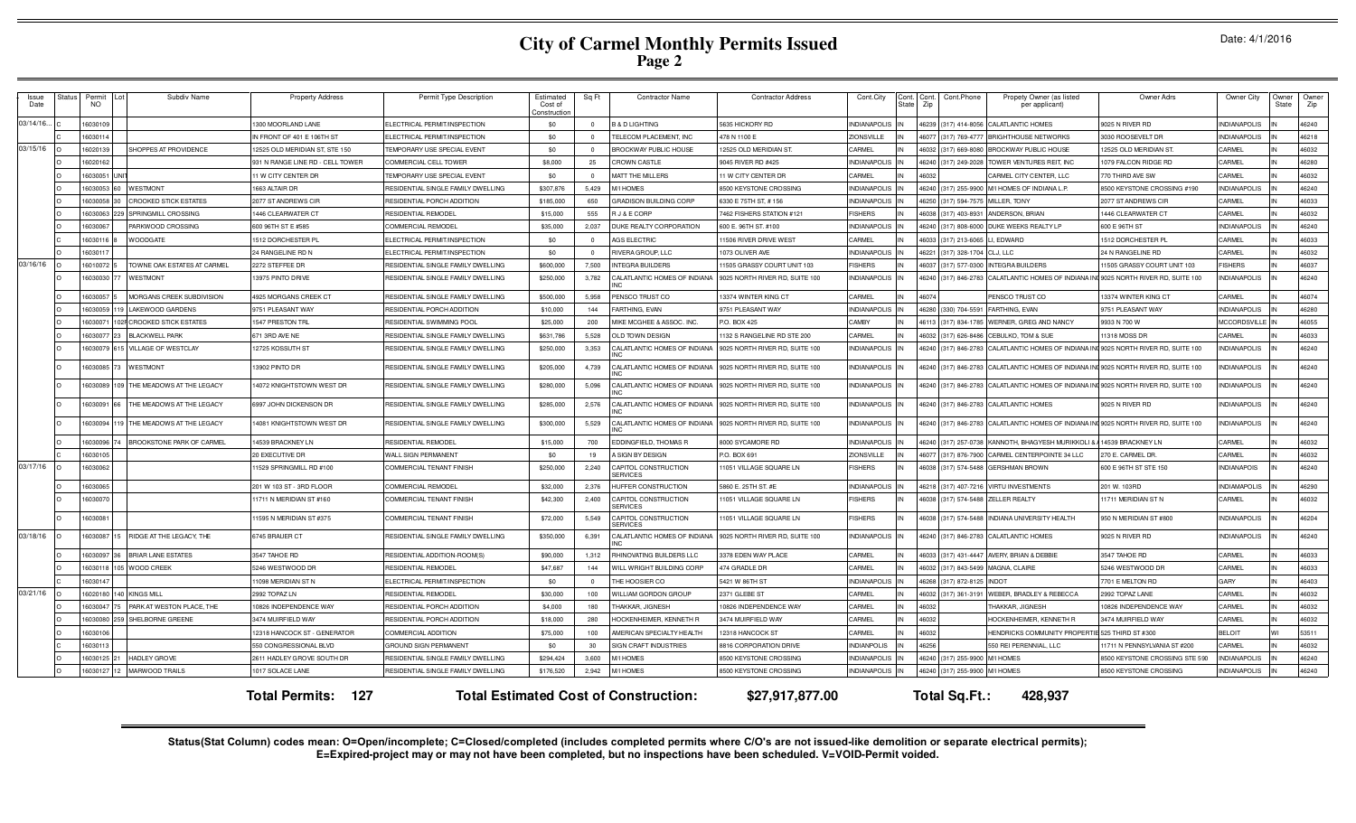# City of Carmel Monthly Permits Issued
## Page 2

Date: 4/1/2016

| Issue Date | Status | Permit NO | Lot | Subdiv Name | Property Address | Permit Type Description | Estimated Cost of Construction | Sq Ft | Contractor Name | Contractor Address | Cont.City | Cont. State | Cont. Zip | Cont.Phone | Propety Owner (as listed per applicant) | Owner Adrs | Owner City | Owner State | Owner Zip |
|---|---|---|---|---|---|---|---|---|---|---|---|---|---|---|---|---|---|---|---|
| 03/14/16... | C | 16030109 | | | 1300 MOORLAND LANE | ELECTRICAL PERMIT/INSPECTION | $0 | 0 | B & D LIGHTING | 5635 HICKORY RD | INDIANAPOLIS | IN | 46239 | (317) 414-8056 | CALATLANTIC HOMES | 9025 N RIVER RD | INDIANAPOLIS | IN | 46240 |
| | C | 16030114 | | | IN FRONT OF 401 E 106TH ST | ELECTRICAL PERMIT/INSPECTION | $0 | 0 | TELECOM PLACEMENT, INC | 478 N 1100 E | ZIONSVILLE | IN | 46077 | (317) 769-4777 | BRIGHTHOUSE NETWORKS | 3030 ROOSEVELT DR | INDIANAPOLIS | IN | 46218 |
| 03/15/16 | O | 16020139 | | SHOPPES AT PROVIDENCE | 12525 OLD MERIDIAN ST, STE 150 | TEMPORARY USE SPECIAL EVENT | $0 | 0 | BROCKWAY PUBLIC HOUSE | 12525 OLD MERIDIAN ST. | CARMEL | IN | 46032 | (317) 669-8080 | BROCKWAY PUBLIC HOUSE | 12525 OLD MERIDIAN ST. | CARMEL | IN | 46032 |
| | O | 16020162 | | | 931 N RANGE LINE RD - CELL TOWER | COMMERCIAL CELL TOWER | $8,000 | 25 | CROWN CASTLE | 9045 RIVER RD #425 | INDIANAPOLIS | IN | 46240 | (317) 249-2028 | TOWER VENTURES REIT, INC | 1079 FALCON RIDGE RD | CARMEL | IN | 46280 |
| | O | 16030051 | UNIT | | 11 W CITY CENTER DR | TEMPORARY USE SPECIAL EVENT | $0 | 0 | MATT THE MILLERS | 11 W CITY CENTER DR | CARMEL | IN | 46032 | | CARMEL CITY CENTER, LLC | 770 THIRD AVE SW | CARMEL | IN | 46032 |
| | O | 16030053 | 60 | WESTMONT | 1663 ALTAIR DR | RESIDENTIAL SINGLE FAMILY DWELLING | $307,876 | 5,429 | M/I HOMES | 8500 KEYSTONE CROSSING | INDIANAPOLIS | IN | 46240 | (317) 255-9900 | M/I HOMES OF INDIANA L.P. | 8500 KEYSTONE CROSSING #190 | INDIANAPOLIS | IN | 46240 |
| | O | 16030058 | 30 | CROOKED STICK ESTATES | 2077 ST ANDREWS CIR | RESIDENTIAL PORCH ADDITION | $185,000 | 650 | GRADISON BUILDING CORP | 6330 E 75TH ST, # 156 | INDIANAPOLIS | IN | 46250 | (317) 594-7575 | MILLER, TONY | 2077 ST ANDREWS CIR | CARMEL | IN | 46033 |
| | O | 16030063 | 229 | SPRINGMILL CROSSING | 1446 CLEARWATER CT | RESIDENTIAL REMODEL | $15,000 | 555 | R J & E CORP | 7462 FISHERS STATION #121 | FISHERS | IN | 46038 | (317) 403-8931 | ANDERSON, BRIAN | 1446 CLEARWATER CT | CARMEL | IN | 46032 |
| | O | 16030067 | | PARKWOOD CROSSING | 600 96TH ST E #585 | COMMERCIAL REMODEL | $35,000 | 2,037 | DUKE REALTY CORPORATION | 600 E. 96TH ST. #100 | INDIANAPOLIS | IN | 46240 | (317) 808-6000 | DUKE WEEKS REALTY LP | 600 E 96TH ST | INDIANAPOLIS | IN | 46240 |
| | C | 16030116 | 8 | WOODGATE | 1512 DORCHESTER PL | ELECTRICAL PERMIT/INSPECTION | $0 | 0 | AGS ELECTRIC | 11506 RIVER DRIVE WEST | CARMEL | IN | 46033 | (317) 213-6065 | LI, EDWARD | 1512 DORCHESTER PL | CARMEL | IN | 46033 |
| | O | 16030117 | | | 24 RANGELINE RD N | ELECTRICAL PERMIT/INSPECTION | $0 | 0 | RIVERA GROUP, LLC | 1073 OLIVER AVE | INDIANAPOLIS | IN | 46221 | (317) 328-1704 | CLJ, LLC | 24 N RANGELINE RD | CARMEL | IN | 46032 |
| 03/16/16 | O | 16010072 | 5 | TOWNE OAK ESTATES AT CARMEL | 2272 STEFFEE DR | RESIDENTIAL SINGLE FAMILY DWELLING | $600,000 | 7,500 | INTEGRA BUILDERS | 11505 GRASSY COURT UNIT 103 | FISHERS | IN | 46037 | (317) 577-0300 | INTEGRA BUILDERS | 11505 GRASSY COURT UNIT 103 | FISHERS | IN | 46037 |
| | O | 16030030 | 77 | WESTMONT | 13975 PINTO DRIVE | RESIDENTIAL SINGLE FAMILY DWELLING | $250,000 | 3,782 | CALATLANTIC HOMES OF INDIANA INC | 9025 NORTH RIVER RD, SUITE 100 | INDIANAPOLIS | IN | 46240 | (317) 846-2783 | CALATLANTIC HOMES OF INDIANA INC | 9025 NORTH RIVER RD, SUITE 100 | INDIANAPOLIS | IN | 46240 |
| | O | 16030057 | 5 | MORGANS CREEK SUBDIVISION | 4925 MORGANS CREEK CT | RESIDENTIAL SINGLE FAMILY DWELLING | $500,000 | 5,958 | PENSCO TRUST CO | 13374 WINTER KING CT | CARMEL | IN | 46074 | | PENSCO TRUST CO | 13374 WINTER KING CT | CARMEL | IN | 46074 |
| | O | 16030059 | 119 | LAKEWOOD GARDENS | 9751 PLEASANT WAY | RESIDENTIAL PORCH ADDITION | $10,000 | 144 | FARTHING, EVAN | 9751 PLEASANT WAY | INDIANAPOLIS | IN | 46280 | (330) 704-5591 | FARTHING, EVAN | 9751 PLEASANT WAY | INDIANAPOLIS | IN | 46280 |
| | O | 16030071 | 1028 | CROOKED STICK ESTATES | 1547 PRESTON TRL | RESIDENTIAL SWIMMING POOL | $25,000 | 200 | MIKE MCGHEE & ASSOC. INC. | P.O. BOX 425 | CAMBY | IN | 46113 | (317) 834-1785 | WERNER, GREG AND NANCY | 9933 N 700 W | MCCORDSVILLE | IN | 46055 |
| | O | 16030077 | 23 | BLACKWELL PARK | 671 3RD AVE NE | RESIDENTIAL SINGLE FAMILY DWELLING | $631,786 | 5,528 | OLD TOWN DESIGN | 1132 S RANGELINE RD STE 200 | CARMEL | IN | 46032 | (317) 626-8486 | CEBULKO, TOM & SUE | 11318 MOSS DR | CARMEL | IN | 46033 |
| | O | 16030079 | 615 | VILLAGE OF WESTCLAY | 12725 KOSSUTH ST | RESIDENTIAL SINGLE FAMILY DWELLING | $250,000 | 3,353 | CALATLANTIC HOMES OF INDIANA INC | 9025 NORTH RIVER RD, SUITE 100 | INDIANAPOLIS | IN | 46240 | (317) 846-2783 | CALATLANTIC HOMES OF INDIANA INC | 9025 NORTH RIVER RD, SUITE 100 | INDIANAPOLIS | IN | 46240 |
| | O | 16030085 | 73 | WESTMONT | 13902 PINTO DR | RESIDENTIAL SINGLE FAMILY DWELLING | $205,000 | 4,739 | CALATLANTIC HOMES OF INDIANA INC | 9025 NORTH RIVER RD, SUITE 100 | INDIANAPOLIS | IN | 46240 | (317) 846-2783 | CALATLANTIC HOMES OF INDIANA INC | 9025 NORTH RIVER RD, SUITE 100 | INDIANAPOLIS | IN | 46240 |
| | O | 16030089 | 109 | THE MEADOWS AT THE LEGACY | 14072 KNIGHTSTOWN WEST DR | RESIDENTIAL SINGLE FAMILY DWELLING | $280,000 | 5,096 | CALATLANTIC HOMES OF INDIANA INC | 9025 NORTH RIVER RD, SUITE 100 | INDIANAPOLIS | IN | 46240 | (317) 846-2783 | CALATLANTIC HOMES OF INDIANA INC | 9025 NORTH RIVER RD, SUITE 100 | INDIANAPOLIS | IN | 46240 |
| | O | 16030091 | 66 | THE MEADOWS AT THE LEGACY | 6997 JOHN DICKENSON DR | RESIDENTIAL SINGLE FAMILY DWELLING | $285,000 | 2,576 | CALATLANTIC HOMES OF INDIANA INC | 9025 NORTH RIVER RD, SUITE 100 | INDIANAPOLIS | IN | 46240 | (317) 846-2783 | CALATLANTIC HOMES | 9025 N RIVER RD | INDIANAPOLIS | IN | 46240 |
| | O | 16030094 | 119 | THE MEADOWS AT THE LEGACY | 14081 KNIGHTSTOWN WEST DR | RESIDENTIAL SINGLE FAMILY DWELLING | $300,000 | 5,529 | CALATLANTIC HOMES OF INDIANA INC | 9025 NORTH RIVER RD, SUITE 100 | INDIANAPOLIS | IN | 46240 | (317) 846-2783 | CALATLANTIC HOMES OF INDIANA INC | 9025 NORTH RIVER RD, SUITE 100 | INDIANAPOLIS | IN | 46240 |
| | O | 16030096 | 74 | BROOKSTONE PARK OF CARMEL | 14539 BRACKNEY LN | RESIDENTIAL REMODEL | $15,000 | 700 | EDDINGFIELD, THOMAS R | 8000 SYCAMORE RD | INDIANAPOLIS | IN | 46240 | (317) 257-0738 | KANNOTH, BHAGYESH MURIKKOLI & A | 14539 BRACKNEY LN | CARMEL | IN | 46032 |
| | O | 16030105 | | | 20 EXECUTIVE DR | WALL SIGN PERMANENT | $0 | 19 | A SIGN BY DESIGN | P.O. BOX 691 | ZIONSVILLE | IN | 46077 | (317) 876-7900 | CARMEL CENTERPOINTE 34 LLC | 270 E. CARMEL DR. | CARMEL | IN | 46032 |
| 03/17/16 | O | 16030062 | | | 11529 SPRINGMILL RD #100 | COMMERCIAL TENANT FINISH | $250,000 | 2,240 | CAPITOL CONSTRUCTION SERVICES | 11051 VILLAGE SQUARE LN | FISHERS | IN | 46038 | (317) 574-5488 | GERSHMAN BROWN | 600 E 96TH ST STE 150 | INDIANAPOIS | IN | 46240 |
| | O | 16030065 | | | 201 W 103 ST - 3RD FLOOR | COMMERCIAL REMODEL | $32,000 | 2,376 | HUFFER CONSTRUCTION | 5860 E. 25TH ST. #E | INDIANAPOLIS | IN | 46218 | (317) 407-7216 | VIRTU INVESTMENTS | 201 W. 103RD | INDIANAPOLIS | IN | 46290 |
| | O | 16030070 | | | 11711 N MERIDIAN ST #160 | COMMERCIAL TENANT FINISH | $42,300 | 2,400 | CAPITOL CONSTRUCTION SERVICES | 11051 VILLAGE SQUARE LN | FISHERS | IN | 46038 | (317) 574-5488 | ZELLER REALTY | 11711 MERIDIAN ST N | CARMEL | IN | 46032 |
| | O | 16030081 | | | 11595 N MERIDIAN ST #375 | COMMERCIAL TENANT FINISH | $72,000 | 5,549 | CAPITOL CONSTRUCTION SERVICES | 11051 VILLAGE SQUARE LN | FISHERS | IN | 46038 | (317) 574-5488 | INDIANA UNIVERSITY HEALTH | 950 N MERIDIAN ST #800 | INDIANAPOLIS | IN | 46204 |
| 03/18/16 | O | 16030087 | 15 | RIDGE AT THE LEGACY, THE | 6745 BRAUER CT | RESIDENTIAL SINGLE FAMILY DWELLING | $350,000 | 6,391 | CALATLANTIC HOMES OF INDIANA INC | 9025 NORTH RIVER RD, SUITE 100 | INDIANAPOLIS | IN | 46240 | (317) 846-2783 | CALATLANTIC HOMES | 9025 N RIVER RD | INDIANAPOLIS | IN | 46240 |
| | O | 16030097 | 36 | BRIAR LANE ESTATES | 3547 TAHOE RD | RESIDENTIAL ADDITION-ROOM(S) | $90,000 | 1,312 | RHINOVATING BUILDERS LLC | 3378 EDEN WAY PLACE | CARMEL | IN | 46033 | (317) 431-4447 | AVERY, BRIAN & DEBBIE | 3547 TAHOE RD | CARMEL | IN | 46033 |
| | O | 16030118 | 105 | WOOD CREEK | 5246 WESTWOOD DR | RESIDENTIAL REMODEL | $47,687 | 144 | WILL WRIGHT BUILDING CORP | 474 GRADLE DR | CARMEL | IN | 46032 | (317) 843-5499 | MAGNA, CLAIRE | 5246 WESTWOOD DR | CARMEL | IN | 46033 |
| | C | 16030147 | | | 11098 MERIDIAN ST N | ELECTRICAL PERMIT/INSPECTION | $0 | 0 | THE HOOSIER CO | 5421 W 86TH ST | INDIANAPOLIS | IN | 46268 | (317) 872-8125 | INDOT | 7701 E MELTON RD | GARY | IN | 46403 |
| 03/21/16 | O | 16020180 | 140 | KINGS MILL | 2992 TOPAZ LN | RESIDENTIAL REMODEL | $30,000 | 100 | WILLIAM GORDON GROUP | 2371 GLEBE ST | CARMEL | IN | 46032 | (317) 361-3191 | WEBER, BRADLEY & REBECCA | 2992 TOPAZ LANE | CARMEL | IN | 46032 |
| | O | 16030047 | 75 | PARK AT WESTON PLACE, THE | 10826 INDEPENDENCE WAY | RESIDENTIAL PORCH ADDITION | $4,000 | 180 | THAKKAR, JIGNESH | 10826 INDEPENDENCE WAY | CARMEL | IN | 46032 | | THAKKAR, JIGNESH | 10826 INDEPENDENCE WAY | CARMEL | IN | 46032 |
| | O | 16030080 | 259 | SHELBORNE GREENE | 3474 MUIRFIELD WAY | RESIDENTIAL PORCH ADDITION | $18,000 | 280 | HOCKENHEIMER, KENNETH R | 3474 MUIRFIELD WAY | CARMEL | IN | 46032 | | HOCKENHEIMER, KENNETH R | 3474 MUIRFIELD WAY | CARMEL | IN | 46032 |
| | O | 16030106 | | | 12318 HANCOCK ST - GENERATOR | COMMERCIAL ADDITION | $75,000 | 100 | AMERICAN SPECIALTY HEALTH | 12318 HANCOCK ST | CARMEL | IN | 46032 | | HENDRICKS COMMUNITY PROPERTIE | 525 THIRD ST #300 | BELOIT | WI | 53511 |
| | O | 16030113 | | | 550 CONGRESSIONAL BLVD | GROUND SIGN PERMANENT | $0 | 30 | SIGN CRAFT INDUSTRIES | 8816 CORPORATION DRIVE | INDIANPOLIS | IN | 46256 | | 550 REI PERENNIAL, LLC | 11711 N PENNSYLVANIA ST #200 | CARMEL | IN | 46032 |
| | O | 16030125 | 21 | HADLEY GROVE | 2611 HADLEY GROVE SOUTH DR | RESIDENTIAL SINGLE FAMILY DWELLING | $294,424 | 3,600 | M/I HOMES | 8500 KEYSTONE CROSSING | INDIANAPOLIS | IN | 46240 | (317) 255-9900 | M/I HOMES | 8500 KEYSTONE CROSSING STE 590 | INDIANAPOLIS | IN | 46240 |
| | O | 16030127 | 12 | MARWOOD TRAILS | 1017 SOLACE LANE | RESIDENTIAL SINGLE FAMILY DWELLING | $176,520 | 2,942 | M/I HOMES | 8500 KEYSTONE CROSSING | INDIANAPOLIS | IN | 46240 | (317) 255-9900 | M/I HOMES | 8500 KEYSTONE CROSSING | INDIANAPOLIS | IN | 46240 |

**Total Permits: 127** **Total Estimated Cost of Construction: $27,917,877.00** **Total Sq.Ft.: 428,937**

**Status(Stat Column) codes mean: O=Open/incomplete; C=Closed/completed (includes completed permits where C/O's are not issued-like demolition or separate electrical permits); E=Expired-project may or may not have been completed, but no inspections have been scheduled. V=VOID-Permit voided.**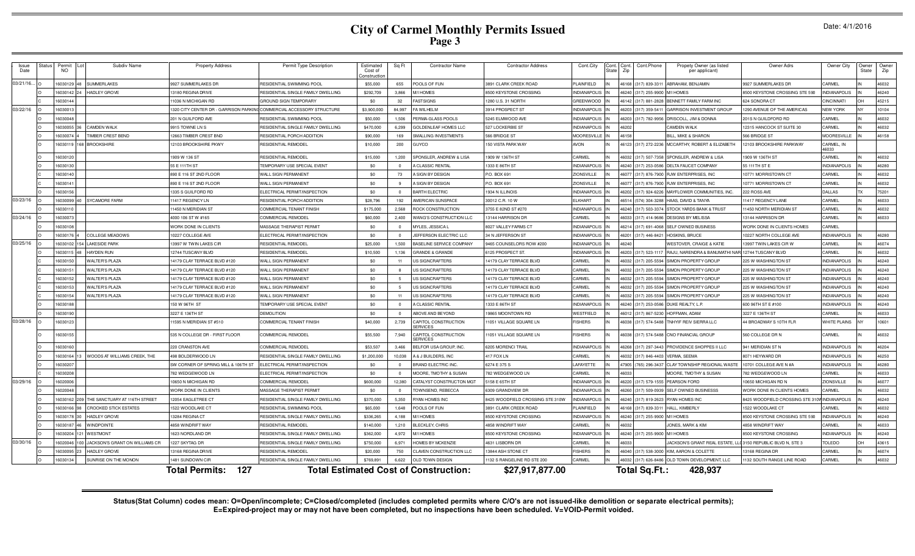# City of Carmel Monthly Permits Issued
## Page 3

Date: 4/1/2016

| Issue Date | Status | Permit NO | Lot | Subdiv Name | Property Address | Permit Type Description | Estimated Cost of Construction | Sq Ft | Contractor Name | Contractor Address | Cont.City | Cont. State | Cont. Zip | Cont.Phone | Propety Owner (as listed per applicant) | Owner Adrs | Owner City | Owner State | Owner Zip |
|---|---|---|---|---|---|---|---|---|---|---|---|---|---|---|---|---|---|---|---|
| 03/21/16... | O | 16030129 | 48 | SUMMERLAKES | 9927 SUMMERLAKES DR | RESIDENTIAL SWIMMING POOL | $55,000 | 655 | POOLS OF FUN | 3891 CLARK CREEK ROAD | PLAINFIELD | IN | 46168 | (317) 839-3311 | ABRAHAM, BENJAMIN | 9927 SUMMERLAKES DR | CARMEL | IN | 46032 |
| | O | 16030142 | 24 | HADLEY GROVE | 13180 REGINA DRIVE | RESIDENTIAL SINGLE FAMILY DWELLING | $292,709 | 3,866 | M/I HOMES | 8500 KEYSTONE CROSSING | INDIANAPOLIS | IN | 46240 | (317) 255-9900 | M/I HOMES | 8500 KEYSTONE CROSSING STE 590 | INDIANAPOLIS | IN | 46240 |
| | C | 16030144 | | | 11036 N MICHIGAN RD | GROUND SIGN TEMPORARY | $0 | 32 | FASTSIGNS | 1280 U.S. 31 NORTH | GREENWOOD | IN | 46142 | (317) 881-2828 | BENNETT FAMILY FARM INC | 624 SONORA CT | CINCINNATI | OH | 45215 |
| 03/22/16 | O | 16030013 | | | 1320 CITY CENTER DR - GARRISON PARKING | COMMERCIAL ACCESSORY STRUCTURE | $3,900,000 | 84,997 | FA WILHELM | 3914 PROSPECT ST | INDIANAPOLIS | IN | 46203 | (317) 359-5411 | GARRISON INVESTMENT GROUP | 1290 AVENUE OF THE AMERICAS | NEW YORK | NY | 10104 |
| | O | 16030048 | | | 201 N GUILFORD AVE | RESIDENTIAL SWIMMING POOL | $50,000 | 1,506 | PERMA-GLASS POOLS | 5245 ELMWOOD AVE | INDIANAPOLIS | IN | 46203 | (317) 782-9956 | DRISCOLL, JIM & DONNA | 201S N GUILDFORD RD | CARMEL | IN | 46032 |
| | O | 16030055 | 36 | CAMDEN WALK | 9915 TOWNE LN S | RESIDENTIAL SINGLE FAMILY DWELLING | $470,000 | 6,299 | GOLDENLEAF HOMES LLC | 527 LOCKERBIE ST | INDIANAPOLIS | IN | 46202 | | CAMDEN WALK | 12315 HANCOCK ST SUITE 30 | CARMEL | IN | 46032 |
| | O | 16030074 | 4 | TIMBER CREST BEND | 12663 TIMBER CREST BND | RESIDENTIAL PORCH ADDITION | $90,000 | 169 | SMALLING INVESTMENTS | 566 BRIDGE ST | MOORESVILLE | IN | 46158 | | BILL, MIKE & SHARON | 566 BRIDGE ST | MOORESVILLE | IN | 46158 |
| | O | 16030119 | 168 | BROOKSHIRE | 12103 BROOKSHIRE PKWY | RESIDENTIAL REMODEL | $10,000 | 200 | GUYCO | 150 VISTA PARK WAY | AVON | IN | 46123 | (317) 272-2236 | MCCARTHY, ROBERT & ELIZABETH | 12103 BROOKSHIRE PARKWAY | CARMEL, IN 46033 | | |
| | O | 16030120 | | | 1909 W 136 ST | RESIDENTIAL REMODEL | $15,000 | 1,200 | SPONSLER, ANDREW & LISA | 1909 W 136TH ST | CARMEL | IN | 46032 | (317) 507-7358 | SPONSLER, ANDREW & LISA | 1909 W 136TH ST | CARMEL | IN | 46032 |
| | O | 16030130 | | | 55 E 111TH ST | TEMPORARY USE SPECIAL EVENT | $0 | 0 | A CLASSIC RENTAL | 1333 E 86TH ST | INDIANAPOLIS | IN | 46240 | (317) 253-0586 | DELTA FAUCET COMPANY | 55 111TH ST E | INDIANAPOLIS | IN | 46280 |
| | O | 16030140 | | | 890 E 116 ST 2ND FLOOR | WALL SIGN PERMANENT | $0 | 73 | A SIGN BY DESIGN | P.O. BOX 691 | ZIONSVILLE | IN | 46077 | (317) 876-7900 | RJW ENTERPRISES, INC | 10771 MORRISTOWN CT | CARMEL | IN | 46032 |
| | C | 16030141 | | | 890 E 116 ST 2ND FLOOR | WALL SIGN PERMANENT | $0 | 9 | A SIGN BY DESIGN | P.O. BOX 691 | ZIONSVILLE | IN | 46077 | (317) 876-7900 | RJW ENTERPRISES, INC | 10771 MORRISTOWN CT | CARMEL | IN | 46032 |
| | O | 16030156 | | | 1335 S GUILFORD RD | ELECTRICAL PERMIT/INSPECTION | $0 | 0 | BARTH ELECTRIC | 1934 N ILLINOIS | INDIANAPOLIS | IN | 46202 | (317) 924-6226 | MAYFLOWER COMMUNITIES, INC. | 222 ROSS AVE | DALLAS | TX | 75201 |
| 03/23/16 | O | 16030099 | 40 | SYCAMORE FARM | 11417 REGENCY LN | RESIDENTIAL PORCH ADDITION | $28,796 | 192 | AMERICAN SUNSPACE | 30012 C.R. 10 W | ELKHART | IN | 46514 | (574) 304-3288 | HAAS, DAVID & TANYA | 11417 REGENCY LANE | CARMEL | IN | 46033 |
| | O | 16030110 | | | 11450 N MERIDIAN ST | COMMERCIAL TENANT FINISH | $175,000 | 2,568 | ROCK CONSTRUCTION | 3755 E 82ND ST #270 | INDIANAPOLIS | IN | 46240 | (317) 503-3374 | STOCK YARDS BANK & TRUST | 11450 NORTH MERIDIAN ST | CARMEL | IN | 46032 |
| 03/24/16 | O | 16030073 | | | 4000 106 ST W #165 | COMMERCIAL REMODEL | $60,000 | 2,400 | WANG'S CONSTRUCTION LLC | 13144 HARRISON DR | CARMEL | IN | 46033 | (317) 414-9686 | DESIGNS BY MELISSA | 13144 HARRISON DR | CARMEL | IN | 46033 |
| | O | 16030108 | | | WORK DONE IN CLIENTS | MASSAGE THERAPIST PERMIT | $0 | 0 | MYLES, JESSICA L | 8027 VALLEY FARMS CT | INDIANAPOLIS | IN | 46214 | (317) 691-4068 | SELF OWNED BUSINESS | WORK DONE IN CLIENTS HOMES | CARMEL | | |
| | O | 16030176 | 4 | COLLEGE MEADOWS | 10227 COLLEGE AVE | ELECTRICAL PERMIT/INSPECTION | $0 | 0 | JEFFERSON ELECTRIC LLC | 34 N JEFFERSON ST | INDIANAPOLIS | IN | 46201 | (317) 446-8421 | HOSKINS, BRUCE | 10227 NORTH COLLEGE AVE | INDIANAPOLIS | IN | 46280 |
| 03/25/16 | O | 16030102 | 154 | LAKESIDE PARK | 13997 W TWIN LAKES CIR | RESIDENTIAL REMODEL | $25,000 | 1,500 | BASELINE SERVICE COMPANY | 9465 COUNSELORS ROW #200 | INDIANAPOLIS | IN | 46240 | | WESTOVER, CRAIGE & KATIE | 13997 TWIN LAKES CIR W | CARMEL | IN | 46074 |
| | O | 16030115 | 48 | HAYDEN RUN | 12744 TUSCANY BLVD | RESIDENTIAL REMODEL | $10,500 | 1,136 | GRANDE & GRANDE | 6125 PROSPECT ST. | INDIANAPOLIS | IN | 46203 | (317) 523-1117 | RAJU, NARENDRA & BANUMATHI NAR | 12744 TUSCANY BLVD | CARMEL | IN | 46032 |
| | C | 16030150 | | WALTER'S PLAZA | 14179 CLAY TERRACE BLVD #120 | WALL SIGN PERMANENT | $0 | 11 | US SIGNCRAFTERS | 14179 CLAY TERRACE BLVD | CARMEL | IN | 46032 | (317) 205-5594 | SIMON PROPERTY GROUP | 225 W WASHINGTON ST | INDIANAPOLIS | IN | 46240 |
| | C | 16030151 | | WALTER'S PLAZA | 14179 CLAY TERRACE BLVD #120 | WALL SIGN PERMANENT | $0 | 8 | US SIGNCRAFTERS | 14179 CLAY TERRACE BLVD | CARMEL | IN | 46032 | (317) 205-5594 | SIMON PROPERTY GROUP | 225 W WASHINGTON ST | INDIANAPOLIS | IN | 46240 |
| | C | 16030152 | | WALTER'S PLAZA | 14179 CLAY TERRACE BLVD #120 | WALL SIGN PERMANENT | $0 | 5 | US SIGNCRAFTERS | 14179 CLAY TERRACE BLVD | CARMEL | IN | 46032 | (317) 205-5594 | SIMON PROPERTY GROUP | 225 W WASHINGTON ST | INDIANAPOLIS | IN | 46240 |
| | C | 16030153 | | WALTER'S PLAZA | 14179 CLAY TERRACE BLVD #120 | WALL SIGN PERMANENT | $0 | 5 | US SIGNCRAFTERS | 14179 CLAY TERRACE BLVD | CARMEL | IN | 46032 | (317) 205-5594 | SIMON PROPERTY GROUP | 225 W WASHINGTON ST | INDIANAPOLIS | IN | 46240 |
| | C | 16030154 | | WALTER'S PLAZA | 14179 CLAY TERRACE BLVD #120 | WALL SIGN PERMANENT | $0 | 11 | US SIGNCRAFTERS | 14179 CLAY TERRACE BLVD | CARMEL | IN | 46032 | (317) 205-5594 | SIMON PROPERTY GROUP | 225 W WASHINGTON ST | INDIANAPOLIS | IN | 46240 |
| | O | 16030188 | | | 150 W 96TH ST | TEMPORARY USE SPECIAL EVENT | $0 | 0 | A CLASSIC RENTAL | 1333 E 86TH ST | INDIANAPOLIS | IN | 46240 | (317) 253-0586 | DUKE REALTY, L.P. | 600 96TH ST E #100 | INDIANAPOLIS | IN | 46240 |
| | O | 16030190 | | | 3227 E 136TH ST | DEMOLITION | $0 | 0 | ABOVE AND BEYOND | 19865 MOONTOWN RD | WESTFIELD | IN | 46012 | (317) 867-5230 | HOFFMAN, ADAM | 3227 E 136TH ST | CARMEL | IN | 46033 |
| 03/28/16 | O | 16030123 | | | 11595 N MERIDIAN ST #510 | COMMERCIAL TENANT FINISH | $40,000 | 2,739 | CAPITOL CONSTRUCTION SERVICES | 11051 VILLAGE SQUARE LN | FISHERS | IN | 46038 | (317) 574-5488 | TNHYIF REIV SIERRA LLC | 44 BROADWAY S 10TH FLR | WHITE PLAINS | NY | 10601 |
| | O | 16030155 | | | 535 N COLLEGE DR - FIRST FLOOR | COMMERCIAL REMODEL | $55,500 | 7,940 | CAPITOL CONSTRUCTION SERVICES | 11051 VILLAGE SQUARE LN | FISHERS | IN | 46038 | (317) 574-5488 | CNO FINANCIAL GROUP | 560 COLLEGE DR N | CARMEL | IN | 46032 |
| | O | 16030160 | | | 220 CRANSTON AVE | COMMERCIAL REMODEL | $53,507 | 3,466 | BELFOR USA GROUP, INC. | 6205 MORENCI TRAIL | INDIANAPOLIS | IN | 46268 | (317) 297-3443 | PROVIDENCE SHOPPES II LLC | 941 MERIDIAN ST N | INDIANAPOLIS | IN | 46204 |
| | O | 16030164 | 13 | WOODS AT WILLIAMS CREEK, THE | 498 BOLDERWOOD LN | RESIDENTIAL SINGLE FAMILY DWELLING | $1,200,000 | 10,038 | A & J BUILDERS, INC | 417 FOX LN | CARMEL | IN | 46032 | (317) 846-4403 | VERMA, SEEMA | 8071 HEYWARD DR | INDIANAPOLIS | IN | 46250 |
| | O | 16030207 | | | SW CORNER OF SPRING MILL & 106TH ST | ELECTRICAL PERMIT/INSPECTION | $0 | 0 | BRAND ELECTRIC INC. | 6274 E 375 S | LAFAYETTE | IN | 47905 | (765) 296-3437 | CLAY TOWNSHIP REGIONAL WASTE | 10701 COLLEGE AVE N #A | INDIANAPOLIS | IN | 46280 |
| | O | 16030208 | | | 782 WEDGEWOOD LN | ELECTRICAL PERMIT/INSPECTION | $0 | 0 | MOORE, TMOTHY & SUSAN | 782 WEDGEWOOD LN | CARMEL | IN | 46033 | | MOORE, TMOTHY & SUSAN | 782 WEDGEWOOD LN | CARMEL | IN | 46033 |
| 03/29/16 | O | 16020006 | | | 10650 N MICHIGAN RD | COMMERCIAL REMODEL | $600,000 | 12,380 | CATALYST CONSTRUCTION MGT | 5158 E 65TH ST | INDIANAPOLIS | IN | 46220 | (317) 579-1555 | PEARSON FORD | 10650 MICHIGAN RD N | ZIONSVILLE | IN | 46077 |
| | O | 16020048 | | | WORK DONE IN CLIENTS | MASSAGE THERAPIST PERMIT | $0 | 0 | TOWNSEND, REBECCA | 6309 GRANDVIEW DR | INDIANAPOLIS | IN | 46260 | (317) 509-0939 | SELF OWNED BUSINESSS | WORK DONE IN CLIENTS HOMES | CARMEL | IN | 46032 |
| | O | 16030162 | 209 | THE SANCTUARY AT 116TH STREET | 12054 EAGLETREE CT | RESIDENTIAL SINGLE FAMILY DWELLING | $370,000 | 5,350 | RYAN HOMES INC | 8425 WOODFIELD CROSSING STE 310W | INDIANAPOLIS | IN | 46240 | (317) 819-2623 | RYAN HOMES INC | 8425 WOODFIELD CROSSING STE 310W | INDIANAPOLIS | IN | 46240 |
| | O | 16030166 | 98 | CROOKED STICK ESTATES | 1522 WOODLAKE CT | RESIDENTIAL SWIMMING POOL | $65,000 | 1,648 | POOLS OF FUN | 3891 CLARK CREEK ROAD | PLAINFIELD | IN | 46168 | (317) 839-3311 | HALL, KIMBERLY | 1522 WOODLAKE CT | CARMEL | IN | 46032 |
| | O | 16030178 | 30 | HADLEY GROVE | 13284 REGINA CT | RESIDENTIAL SINGLE FAMILY DWELLING | $336,265 | 4,188 | M/I HOMES | 8500 KEYSTONE CROSSING | INDIANAPOLIS | IN | 46240 | (317) 255-9900 | M/I HOMES | 8500 KEYSTONE CROSSING STE 590 | INDIANAPOLIS | IN | 46240 |
| | O | 16030187 | 46 | WINDPOINTE | 4858 WINDRIFT WAY | RESIDENTIAL REMODEL | $140,000 | 1,210 | BLECKLEY, CHRIS | 4858 WINDRIFT WAY | CARMEL | IN | 46032 | | JONES, MARK & KIM | 4858 WINDRIFT WAY | CARMEL | IN | 46033 |
| | O | 16030204 | 121 | WESTMONT | 1623 NORDLAND DR | RESIDENTIAL SINGLE FAMILY DWELLING | $362,000 | 4,972 | M/I HOMES | 8500 KEYSTONE CROSSING | INDIANAPOLIS | IN | 46240 | (317) 255-9900 | M/I HOMES | 8500 KEYSTONE CROSSING | INDIANAPOLIS | IN | 46240 |
| 03/30/16 | O | 16020046 | 100 | JACKSON'S GRANT ON WILLIAMS CR | 1227 SKYTAG DR | RESIDENTIAL SINGLE FAMILY DWELLING | $750,000 | 6,971 | HOMES BY MCKENZIE | 4631 LISBORN DR | CARMEL | IN | 46033 | | JACKSON'S GRANT REAL ESTATE, LLC | 3150 REPUBLIC BLVD N, STE 3 | TOLEDO | OH | 43615 |
| | O | 16030095 | 23 | HADLEY GROVE | 13168 REGINA DRIVE | RESIDENTIAL REMODEL | $20,000 | 750 | CLAVEN CONSTRUCTION LLC | 13844 ASH STONE CT | FISHERS | IN | 46040 | (317) 538-3000 | KIM, AARON & COLETTE | 13168 REGINA DR | CARMEL | IN | 46074 |
| | O | 16030134 | | SUNRISE ON THE MONON | 1481 SUNDOWN CIR | RESIDENTIAL SINGLE FAMILY DWELLING | $769,891 | 6,622 | OLD TOWN DESIGN | 1132 S RANGELINE RD STE 200 | CARMEL | IN | 46032 | (317) 626-8486 | OLD TOWN DEVELOPMENT, LLC | 1132 SOUTH RANGE LINE ROAD | CARMEL | IN | 46032 |

**Total Permits: 127** **Total Estimated Cost of Construction: $27,917,877.00** **Total Sq.Ft.: 428,937**

**Status(Stat Column) codes mean: O=Open/incomplete; C=Closed/completed (includes completed permits where C/O's are not issued-like demolition or separate electrical permits); E=Expired-project may or may not have been completed, but no inspections have been scheduled. V=VOID-Permit voided.**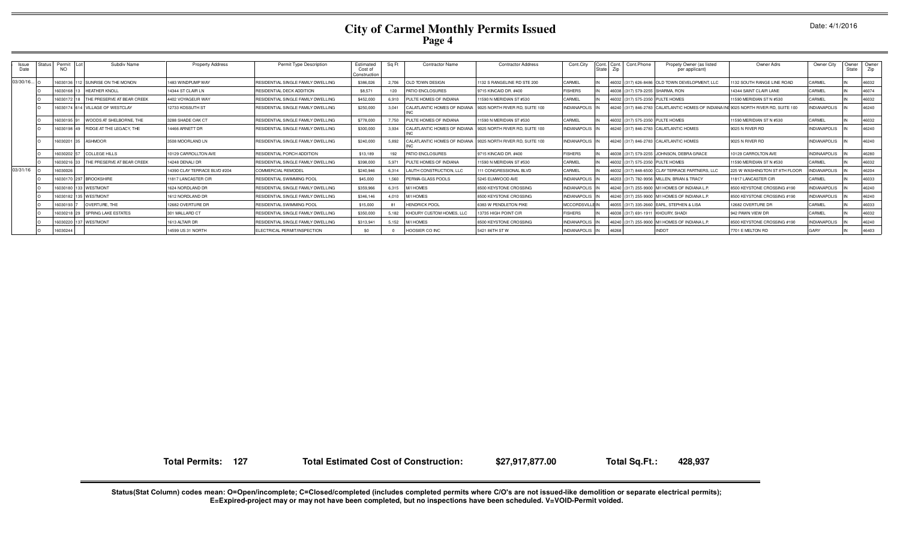# City of Carmel Monthly Permits Issued

## Page 4

Date: 4/1/2016

| Issue Date | Status | Permit NO | Lot | Subdiv Name | Property Address | Permit Type Description | Estimated Cost of Construction | Sq Ft | Contractor Name | Contractor Address | Cont.City | Cont. State | Cont. Zip | Cont.Phone | Propety Owner (as listed per applicant) | Owner Adrs | Owner City | Owner State | Owner Zip |
|---|---|---|---|---|---|---|---|---|---|---|---|---|---|---|---|---|---|---|---|
| 03/30/16... | O | 16030136 | 112 | SUNRISE ON THE MONON | 1483 WINDPUMP WAY | RESIDENTIAL SINGLE FAMILY DWELLING | $386,026 | 2,706 | OLD TOWN DESIGN | 1132 S RANGELINE RD STE 200 | CARMEL | IN | 46032 | (317) 626-8486 | OLD TOWN DEVELOPMENT, LLC | 1132 SOUTH RANGE LINE ROAD | CARMEL | IN | 46032 |
| | O | 16030168 | 13 | HEATHER KNOLL | 14344 ST CLAIR LN | RESIDENTIAL DECK ADDITION | $8,571 | 120 | PATIO ENCLOSURES | 9715 KINCAID DR. #400 | FISHERS | IN | 46038 | (317) 579-2255 | SHARMA, RON | 14344 SAINT CLAIR LANE | CARMEL | IN | 46074 |
| | O | 16030172 | 18 | THE PRESERVE AT BEAR CREEK | 4402 VOYAGEUR WAY | RESIDENTIAL SINGLE FAMILY DWELLING | $452,000 | 6,910 | PULTE HOMES OF INDIANA | 11590 N MERIDIAN ST #530 | CARMEL | IN | 46032 | (317) 575-2350 | PULTE HOMES | 11590 MERIDIAN ST N #530 | CARMEL | IN | 46032 |
| | O | 16030174 | 614 | VILLAGE OF WESTCLAY | 12733 KOSSUTH ST | RESIDENTIAL SINGLE FAMILY DWELLING | $250,000 | 3,041 | CALATLANTIC HOMES OF INDIANA INC | 9025 NORTH RIVER RD, SUITE 100 | INDIANAPOLIS | IN | 46240 | (317) 846-2783 | CALATLANTIC HOMES OF INDIANA INC | 9025 NORTH RIVER RD, SUITE 100 | INDIANAPOLIS | IN | 46240 |
| | O | 16030195 | 91 | WOODS AT SHELBORNE, THE | 3288 SHADE OAK CT | RESIDENTIAL SINGLE FAMILY DWELLING | $778,000 | 7,750 | PULTE HOMES OF INDIANA | 11590 N MERIDIAN ST #530 | CARMEL | IN | 46032 | (317) 575-2350 | PULTE HOMES | 11590 MERIDIAN ST N #530 | CARMEL | IN | 46032 |
| | O | 16030198 | 49 | RIDGE AT THE LEGACY, THE | 14466 ARNETT DR | RESIDENTIAL SINGLE FAMILY DWELLING | $300,000 | 3,934 | CALATLANTIC HOMES OF INDIANA INC | 9025 NORTH RIVER RD, SUITE 100 | INDIANAPOLIS | IN | 46240 | (317) 846-2783 | CALATLANTIC HOMES | 9025 N RIVER RD | INDIANAPOLIS | IN | 46240 |
| | O | 16030201 | 35 | ASHMOOR | 3508 MOORLAND LN | RESIDENTIAL SINGLE FAMILY DWELLING | $240,000 | 5,892 | CALATLANTIC HOMES OF INDIANA INC | 9025 NORTH RIVER RD, SUITE 100 | INDIANAPOLIS | IN | 46240 | (317) 846-2783 | CALATLANTIC HOMES | 9025 N RIVER RD | INDIANAPOLIS | IN | 46240 |
| | O | 16030202 | 57 | COLLEGE HILLS | 10129 CARROLLTON AVE | RESIDENTIAL PORCH ADDITION | $13,189 | 192 | PATIO ENCLOSURES | 9715 KINCAID DR. #400 | FISHERS | IN | 46038 | (317) 579-2255 | JOHNSON, DEBRA GRACE | 10129 CARROLTON AVE | INDIANAPOLIS | IN | 46280 |
| | O | 16030216 | 33 | THE PRESERVE AT BEAR CREEK | 14248 DENALI DR | RESIDENTIAL SINGLE FAMILY DWELLING | $398,000 | 5,971 | PULTE HOMES OF INDIANA | 11590 N MERIDIAN ST #530 | CARMEL | IN | 46032 | (317) 575-2350 | PULTE HOMES | 11590 MERIDIAN ST N #530 | CARMEL | IN | 46032 |
| 03/31/16 | O | 16030026 | | | 14390 CLAY TERRACE BLVD #204 | COMMERCIAL REMODEL | $240,946 | 6,314 | LAUTH CONSTRUCTION, LLC | 111 CONGRESSIONAL BLVD | CARMEL | IN | 46032 | (317) 848-6500 | CLAY TERRACE PARTNERS, LLC | 225 W WASHINGTON ST 8TH FLOOR | INDIANAPOLIS | IN | 46204 |
| | O | 16030170 | 297 | BROOKSHIRE | 11817 LANCASTER CIR | RESIDENTIAL SWIMMING POOL | $45,000 | 1,560 | PERMA-GLASS POOLS | 5245 ELMWOOD AVE | INDIANAPOLIS | IN | 46203 | (317) 782-9956 | MILLEN, BRIAN & TRACY | 11817 LANCASTER CIR | CARMEL | IN | 46033 |
| | O | 16030180 | 133 | WESTMONT | 1624 NORDLAND DR | RESIDENTIAL SINGLE FAMILY DWELLING | $359,966 | 6,315 | M/I HOMES | 8500 KEYSTONE CROSSING | INDIANAPOLIS | IN | 46240 | (317) 255-9900 | M/I HOMES OF INDIANA L.P. | 8500 KEYSTONE CROSSING #190 | INDIANAPOLIS | IN | 46240 |
| | O | 16030182 | 135 | WESTMONT | 1612 NORDLAND DR | RESIDENTIAL SINGLE FAMILY DWELLING | $346,146 | 4,010 | M/I HOMES | 8500 KEYSTONE CROSSING | INDIANAPOLIS | IN | 46240 | (317) 255-9900 | M/I HOMES OF INDIANA L.P. | 8500 KEYSTONE CROSSING #190 | INDIANAPOLIS | IN | 46240 |
| | O | 16030193 | 7 | OVERTURE, THE | 12682 OVERTURE DR | RESIDENTIAL SWIMMING POOL | $15,000 | 81 | HENDRICK POOL | 6383 W PENDLETON PIKE | MCCORDSVILLE | IN | 46055 | (317) 335-2660 | EARL, STEPHEN & LISA | 12682 OVERTURE DR | CARMEL | IN | 46033 |
| | O | 16030218 | 29 | SPRING LAKE ESTATES | 301 MALLARD CT | RESIDENTIAL SINGLE FAMILY DWELLING | $350,000 | 5,182 | KHOURY CUSTOM HOMES, LLC | 13735 HIGH POINT CIR | FISHERS | IN | 46038 | (317) 691-1911 | KHOURY, SHADI | 942 PAWN VIEW DR | CARMEL | IN | 46032 |
| | O | 16030220 | 137 | WESTMONT | 1613 ALTAIR DR | RESIDENTIAL SINGLE FAMILY DWELLING | $313,941 | 5,152 | M/I HOMES | 8500 KEYSTONE CROSSING | INDIANAPOLIS | IN | 46240 | (317) 255-9900 | M/I HOMES OF INDIANA L.P. | 8500 KEYSTONE CROSSING #190 | INDIANAPOLIS | IN | 46240 |
| | O | 16030244 | | | 14599 US 31 NORTH | ELECTRICAL PERMIT/INSPECTION | $0 | 0 | HOOSIER CO INC | 5421 86TH ST W | INDIANAPOLIS | IN | 46268 | | INDOT | 7701 E MELTON RD | GARY | IN | 46403 |

**Total Permits: 127** **Total Estimated Cost of Construction: $27,917,877.00** **Total Sq.Ft.: 428,937**

**Status(Stat Column) codes mean: O=Open/incomplete; C=Closed/completed (includes completed permits where C/O's are not issued-like demolition or separate electrical permits); E=Expired-project may or may not have been completed, but no inspections have been scheduled. V=VOID-Permit voided.**